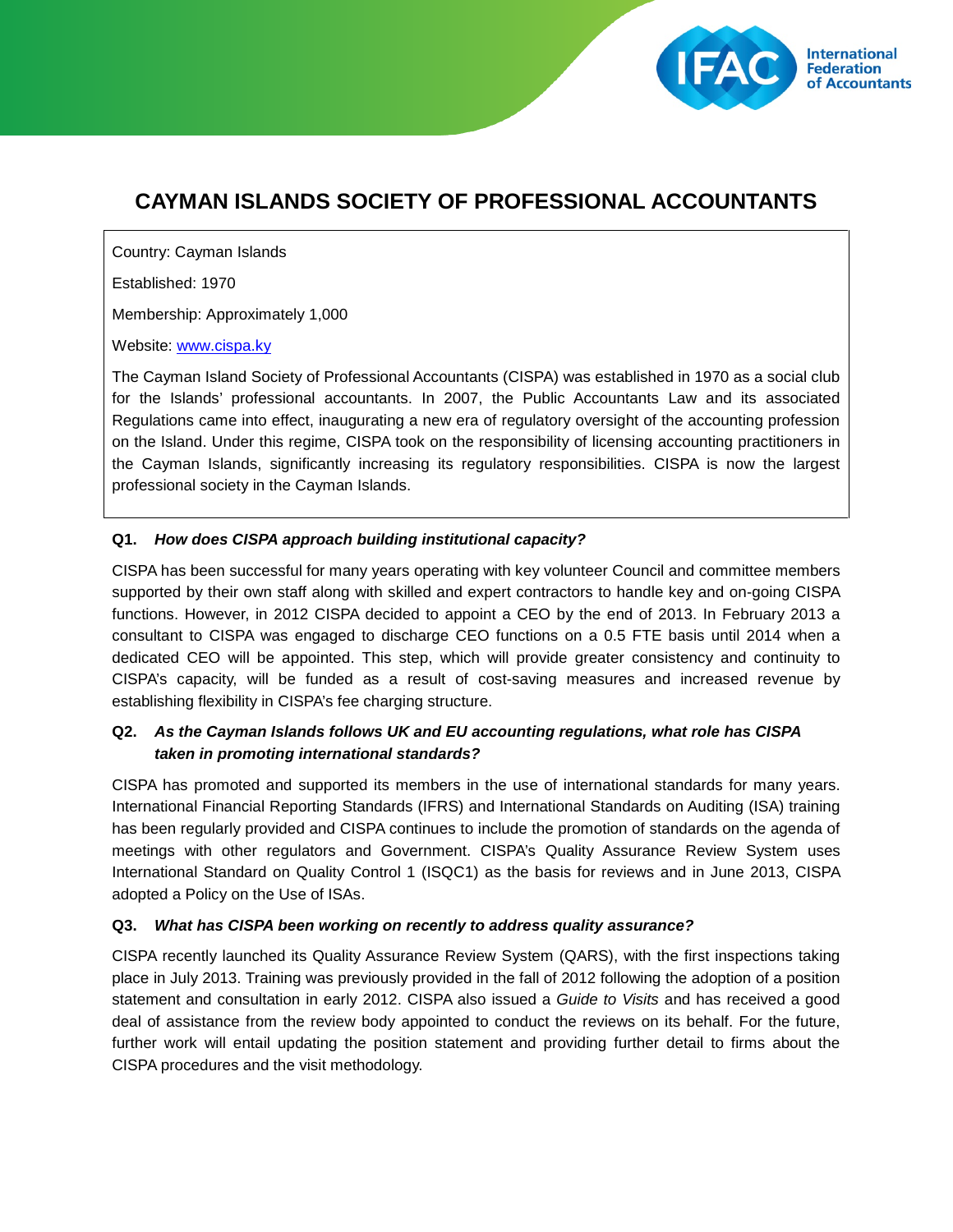# CAYMAN ISLANDS SOCIETY OF PROFESSIONAL ACCOUNTANTS

Country: Cayman Islands

Established: 1970

Membership: Approximately 1,000

Website: www.cispa.ky

The Cayman Island Society of Professional Accountants (CISPA) was established in 1970 as a social club for the Islands' professional accountants. In 2007, the Public Accountants Law and its associated Regulations came into effect, inaugurating a new era of regulatory oversight of the accounting profession on the Island. Under this regime, CISPA took on the responsibility of licensing accounting practitioners in the Cayman Islands, significantly increasing its regulatory responsibilities. CISPA is now the largest professional society in the Cayman Islands.

**Q1.** ***How does CISPA approach building institutional capacity?***

CISPA has been successful for many years operating with key volunteer Council and committee members supported by their own staff along with skilled and expert contractors to handle key and on-going CISPA functions. However, in 2012 CISPA decided to appoint a CEO by the end of 2013. In February 2013 a consultant to CISPA was engaged to discharge CEO functions on a 0.5 FTE basis until 2014 when a dedicated CEO will be appointed. This step, which will provide greater consistency and continuity to CISPA's capacity, will be funded as a result of cost-saving measures and increased revenue by establishing flexibility in CISPA's fee charging structure.

**Q2.** ***As the Cayman Islands follows UK and EU accounting regulations, what role has CISPA taken in promoting international standards?***

CISPA has promoted and supported its members in the use of international standards for many years. International Financial Reporting Standards (IFRS) and International Standards on Auditing (ISA) training has been regularly provided and CISPA continues to include the promotion of standards on the agenda of meetings with other regulators and Government. CISPA's Quality Assurance Review System uses International Standard on Quality Control 1 (ISQC1) as the basis for reviews and in June 2013, CISPA adopted a Policy on the Use of ISAs.

**Q3.** ***What has CISPA been working on recently to address quality assurance?***

CISPA recently launched its Quality Assurance Review System (QARS), with the first inspections taking place in July 2013. Training was previously provided in the fall of 2012 following the adoption of a position statement and consultation in early 2012. CISPA also issued a *Guide to Visits* and has received a good deal of assistance from the review body appointed to conduct the reviews on its behalf. For the future, further work will entail updating the position statement and providing further detail to firms about the CISPA procedures and the visit methodology.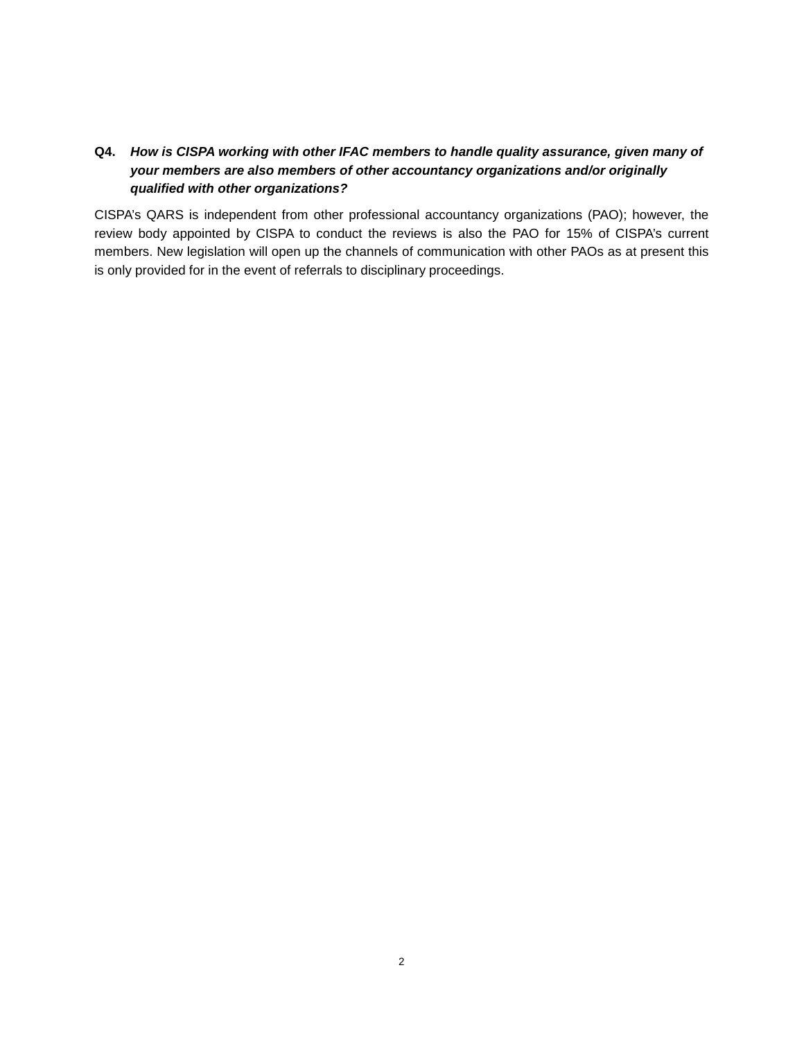**Q4.** ***How is CISPA working with other IFAC members to handle quality assurance, given many of your members are also members of other accountancy organizations and/or originally qualified with other organizations?***

CISPA's QARS is independent from other professional accountancy organizations (PAO); however, the review body appointed by CISPA to conduct the reviews is also the PAO for 15% of CISPA's current members. New legislation will open up the channels of communication with other PAOs as at present this is only provided for in the event of referrals to disciplinary proceedings.